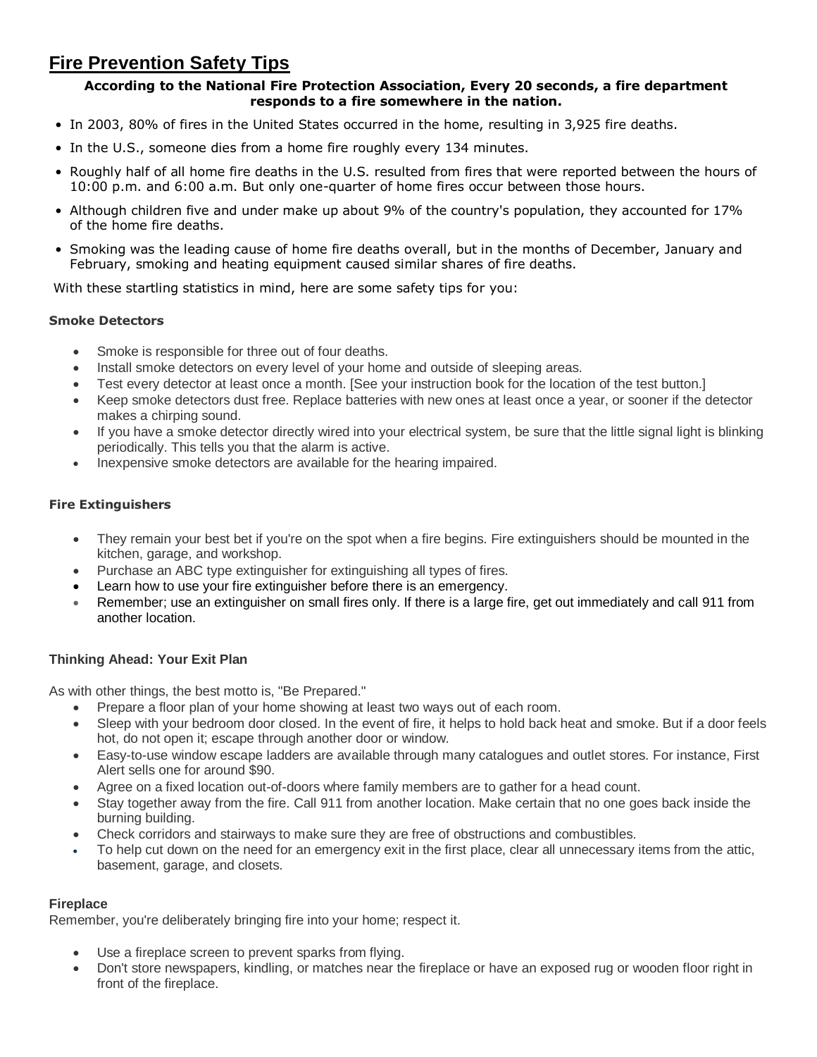# Fire Prevention Safety Tips

**According to the National Fire Protection Association, Every 20 seconds, a fire department responds to a fire somewhere in the nation.**

- In 2003, 80% of fires in the United States occurred in the home, resulting in 3,925 fire deaths.
- In the U.S., someone dies from a home fire roughly every 134 minutes.
- Roughly half of all home fire deaths in the U.S. resulted from fires that were reported between the hours of 10:00 p.m. and 6:00 a.m. But only one-quarter of home fires occur between those hours.
- Although children five and under make up about 9% of the country's population, they accounted for 17% of the home fire deaths.
- Smoking was the leading cause of home fire deaths overall, but in the months of December, January and February, smoking and heating equipment caused similar shares of fire deaths.

With these startling statistics in mind, here are some safety tips for you:

#### Smoke Detectors

- Smoke is responsible for three out of four deaths.
- Install smoke detectors on every level of your home and outside of sleeping areas.
- Test every detector at least once a month. [See your instruction book for the location of the test button.]
- Keep smoke detectors dust free. Replace batteries with new ones at least once a year, or sooner if the detector makes a chirping sound.
- If you have a smoke detector directly wired into your electrical system, be sure that the little signal light is blinking periodically. This tells you that the alarm is active.
- Inexpensive smoke detectors are available for the hearing impaired.

#### Fire Extinguishers

- They remain your best bet if you're on the spot when a fire begins. Fire extinguishers should be mounted in the kitchen, garage, and workshop.
- Purchase an ABC type extinguisher for extinguishing all types of fires.
- Learn how to use your fire extinguisher before there is an emergency.
- Remember; use an extinguisher on small fires only. If there is a large fire, get out immediately and call 911 from another location.

#### Thinking Ahead: Your Exit Plan

As with other things, the best motto is, "Be Prepared."

- Prepare a floor plan of your home showing at least two ways out of each room.
- Sleep with your bedroom door closed. In the event of fire, it helps to hold back heat and smoke. But if a door feels hot, do not open it; escape through another door or window.
- Easy-to-use window escape ladders are available through many catalogues and outlet stores. For instance, First Alert sells one for around $90.
- Agree on a fixed location out-of-doors where family members are to gather for a head count.
- Stay together away from the fire. Call 911 from another location. Make certain that no one goes back inside the burning building.
- Check corridors and stairways to make sure they are free of obstructions and combustibles.
- To help cut down on the need for an emergency exit in the first place, clear all unnecessary items from the attic, basement, garage, and closets.

#### Fireplace

Remember, you're deliberately bringing fire into your home; respect it.

- Use a fireplace screen to prevent sparks from flying.
- Don't store newspapers, kindling, or matches near the fireplace or have an exposed rug or wooden floor right in front of the fireplace.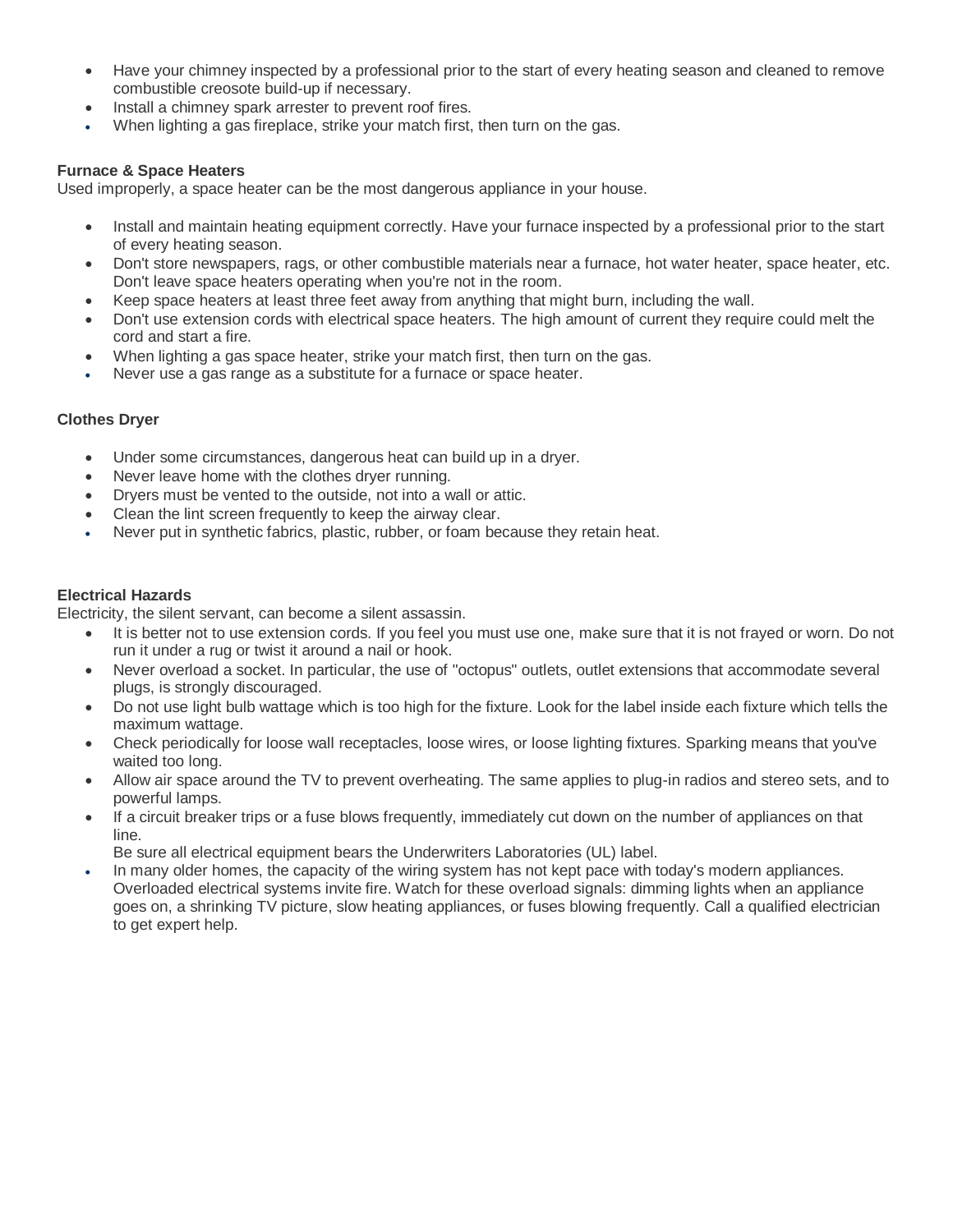- Have your chimney inspected by a professional prior to the start of every heating season and cleaned to remove combustible creosote build-up if necessary.
- Install a chimney spark arrester to prevent roof fires.
- When lighting a gas fireplace, strike your match first, then turn on the gas.

**Furnace & Space Heaters**

Used improperly, a space heater can be the most dangerous appliance in your house.

- Install and maintain heating equipment correctly. Have your furnace inspected by a professional prior to the start of every heating season.
- Don't store newspapers, rags, or other combustible materials near a furnace, hot water heater, space heater, etc. Don't leave space heaters operating when you're not in the room.
- Keep space heaters at least three feet away from anything that might burn, including the wall.
- Don't use extension cords with electrical space heaters. The high amount of current they require could melt the cord and start a fire.
- When lighting a gas space heater, strike your match first, then turn on the gas.
- Never use a gas range as a substitute for a furnace or space heater.

**Clothes Dryer**

- Under some circumstances, dangerous heat can build up in a dryer.
- Never leave home with the clothes dryer running.
- Dryers must be vented to the outside, not into a wall or attic.
- Clean the lint screen frequently to keep the airway clear.
- Never put in synthetic fabrics, plastic, rubber, or foam because they retain heat.

**Electrical Hazards**

Electricity, the silent servant, can become a silent assassin.

- It is better not to use extension cords. If you feel you must use one, make sure that it is not frayed or worn. Do not run it under a rug or twist it around a nail or hook.
- Never overload a socket. In particular, the use of "octopus" outlets, outlet extensions that accommodate several plugs, is strongly discouraged.
- Do not use light bulb wattage which is too high for the fixture. Look for the label inside each fixture which tells the maximum wattage.
- Check periodically for loose wall receptacles, loose wires, or loose lighting fixtures. Sparking means that you've waited too long.
- Allow air space around the TV to prevent overheating. The same applies to plug-in radios and stereo sets, and to powerful lamps.
- If a circuit breaker trips or a fuse blows frequently, immediately cut down on the number of appliances on that line.
  Be sure all electrical equipment bears the Underwriters Laboratories (UL) label.
- In many older homes, the capacity of the wiring system has not kept pace with today's modern appliances. Overloaded electrical systems invite fire. Watch for these overload signals: dimming lights when an appliance goes on, a shrinking TV picture, slow heating appliances, or fuses blowing frequently. Call a qualified electrician to get expert help.